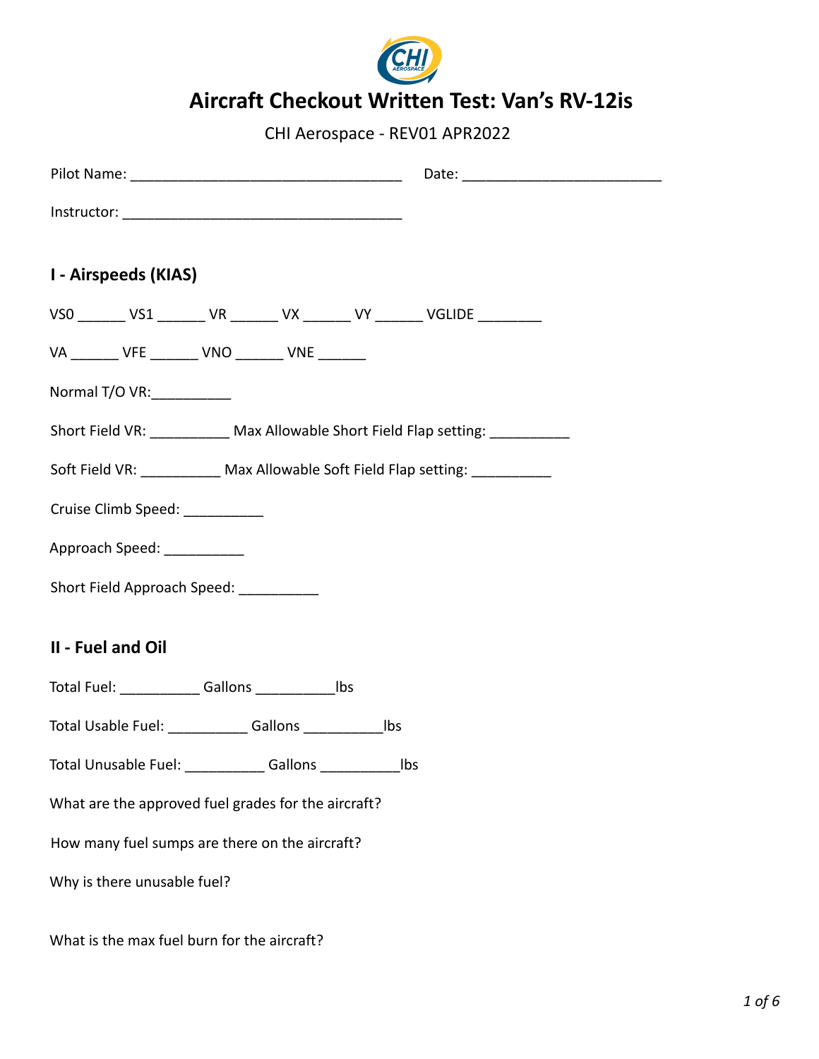# Aircraft Checkout Written Test: Van's RV-12is

CHI Aerospace - REV01 APR2022

Pilot Name: ___________________________________ Date: __________________________

Instructor: ____________________________________

## I - Airspeeds (KIAS)

VS0 ______ VS1 ______ VR ______ VX ______ VY ______ VGLIDE ________

VA ______ VFE ______ VNO ______ VNE ______

Normal T/O VR:__________

Short Field VR: __________ Max Allowable Short Field Flap setting: __________

Soft Field VR: __________ Max Allowable Soft Field Flap setting: __________

Cruise Climb Speed: __________

Approach Speed: __________

Short Field Approach Speed: __________

## II - Fuel and Oil

Total Fuel: __________ Gallons __________lbs

Total Usable Fuel: __________ Gallons __________lbs

Total Unusable Fuel: __________ Gallons __________lbs

What are the approved fuel grades for the aircraft?

How many fuel sumps are there on the aircraft?

Why is there unusable fuel?

What is the max fuel burn for the aircraft?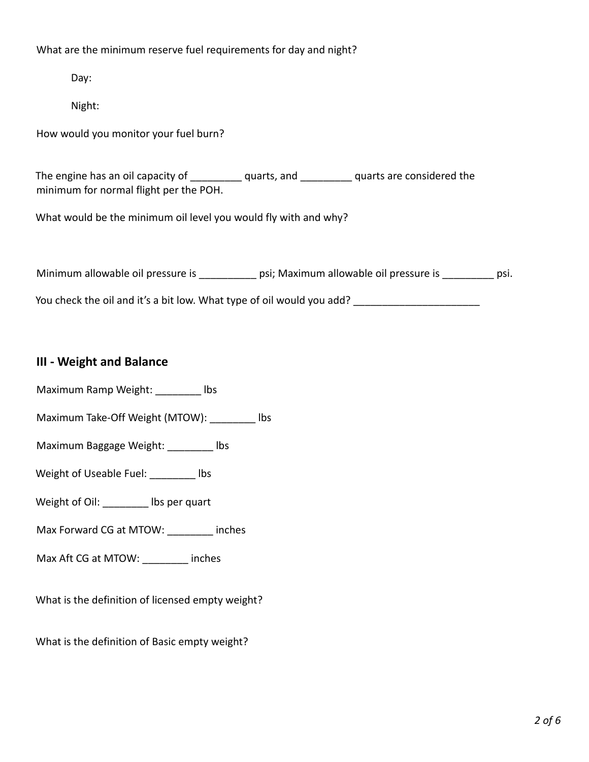What are the minimum reserve fuel requirements for day and night?

Day:

Night:

How would you monitor your fuel burn?

The engine has an oil capacity of _________ quarts, and _________ quarts are considered the minimum for normal flight per the POH.

What would be the minimum oil level you would fly with and why?

Minimum allowable oil pressure is __________ psi; Maximum allowable oil pressure is _________ psi.

You check the oil and it's a bit low. What type of oil would you add? ______________________

## III - Weight and Balance

Maximum Ramp Weight: ________ lbs

Maximum Take-Off Weight (MTOW): ________ lbs

Maximum Baggage Weight: ________ lbs

Weight of Useable Fuel: ________ lbs

Weight of Oil: ________ lbs per quart

Max Forward CG at MTOW: ________ inches

Max Aft CG at MTOW: ________ inches

What is the definition of licensed empty weight?

What is the definition of Basic empty weight?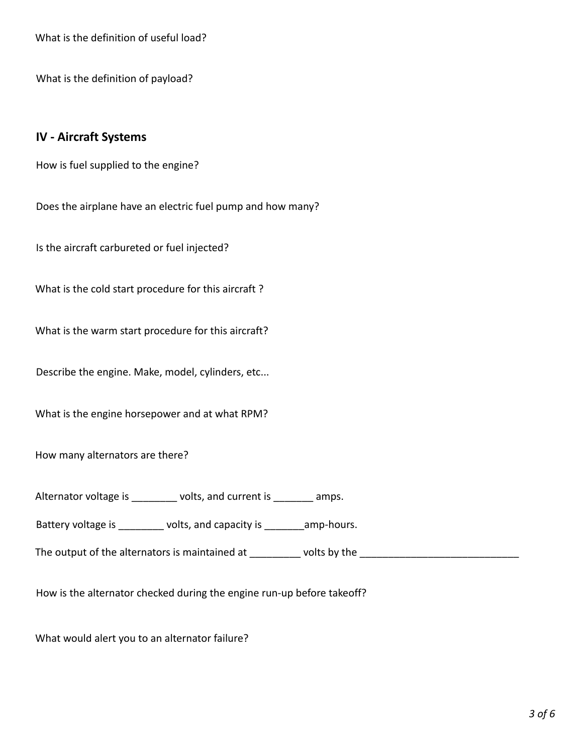What is the definition of useful load?

What is the definition of payload?

## IV - Aircraft Systems

How is fuel supplied to the engine?

Does the airplane have an electric fuel pump and how many?

Is the aircraft carbureted or fuel injected?

What is the cold start procedure for this aircraft ?

What is the warm start procedure for this aircraft?

Describe the engine. Make, model, cylinders, etc...

What is the engine horsepower and at what RPM?

How many alternators are there?

Alternator voltage is ________ volts, and current is _______ amps.

Battery voltage is ________ volts, and capacity is _______amp-hours.

The output of the alternators is maintained at _________ volts by the ____________________________

How is the alternator checked during the engine run-up before takeoff?

What would alert you to an alternator failure?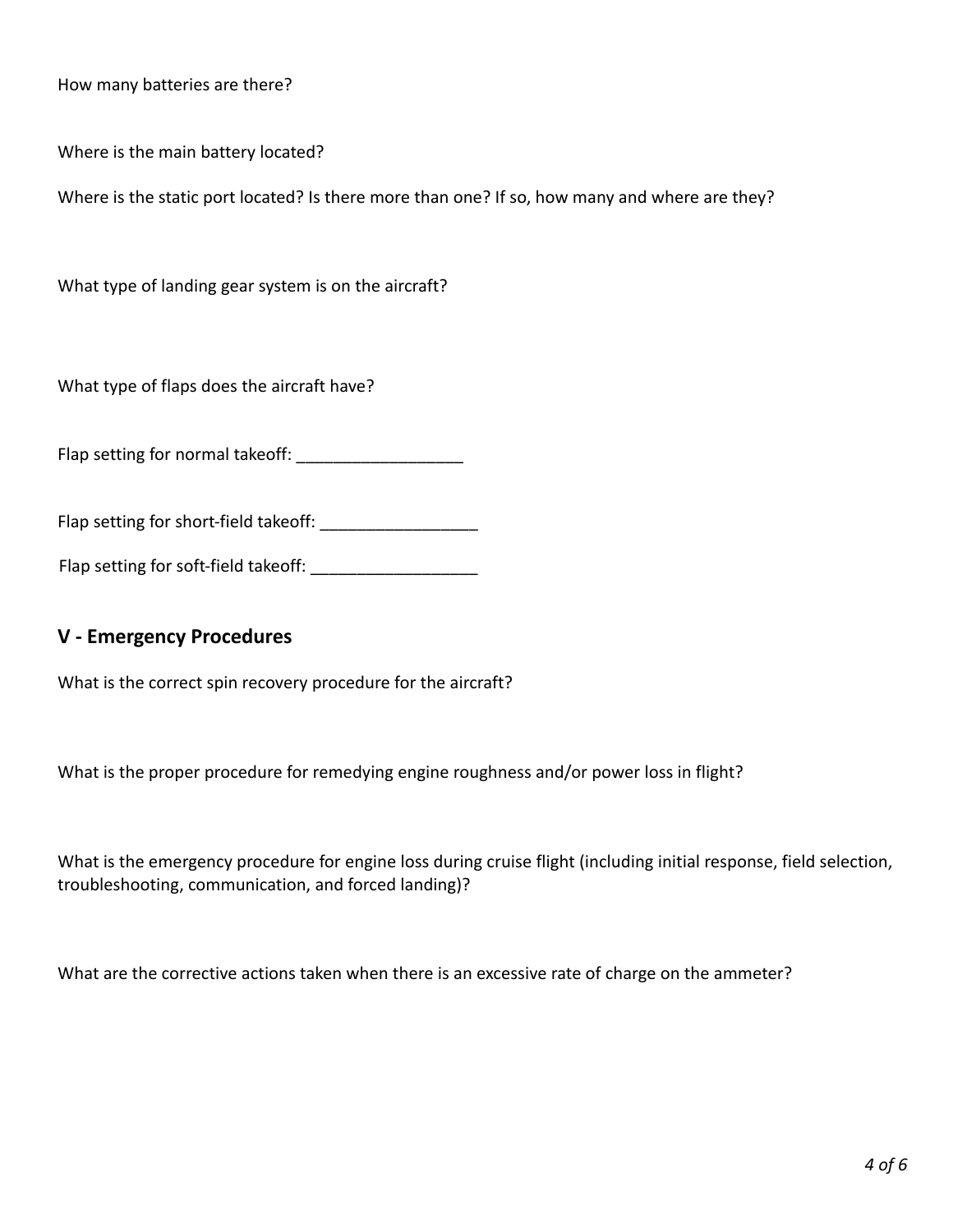How many batteries are there?

Where is the main battery located?

Where is the static port located? Is there more than one? If so, how many and where are they?

What type of landing gear system is on the aircraft?

What type of flaps does the aircraft have?

Flap setting for normal takeoff: __________________

Flap setting for short-field takeoff: _________________

Flap setting for soft-field takeoff: __________________

## V - Emergency Procedures

What is the correct spin recovery procedure for the aircraft?

What is the proper procedure for remedying engine roughness and/or power loss in flight?

What is the emergency procedure for engine loss during cruise flight (including initial response, field selection, troubleshooting, communication, and forced landing)?

What are the corrective actions taken when there is an excessive rate of charge on the ammeter?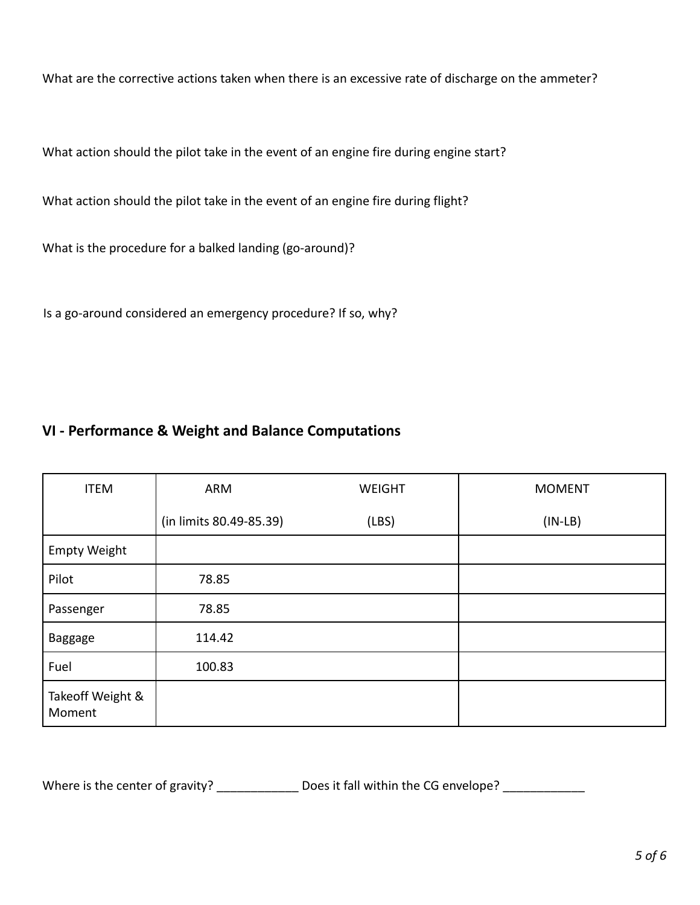What are the corrective actions taken when there is an excessive rate of discharge on the ammeter?

What action should the pilot take in the event of an engine fire during engine start?

What action should the pilot take in the event of an engine fire during flight?

What is the procedure for a balked landing (go-around)?

Is a go-around considered an emergency procedure? If so, why?

## VI - Performance & Weight and Balance Computations

| ITEM | ARM (in limits 80.49-85.39) | WEIGHT (LBS) | MOMENT (IN-LB) |
|---|---|---|---|
| Empty Weight | | | |
| Pilot | 78.85 | | |
| Passenger | 78.85 | | |
| Baggage | 114.42 | | |
| Fuel | 100.83 | | |
| Takeoff Weight & Moment | | | |

Where is the center of gravity? ____________ Does it fall within the CG envelope? ____________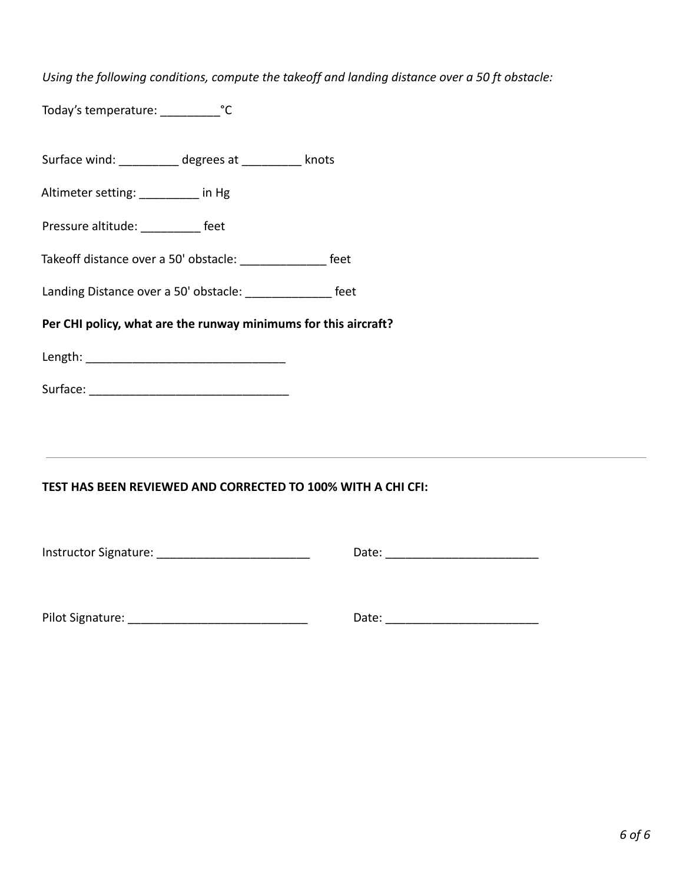*Using the following conditions, compute the takeoff and landing distance over a 50 ft obstacle:*

Today's temperature: _________°C

Surface wind: _________ degrees at _________ knots

Altimeter setting: _________ in Hg

Pressure altitude: _________ feet

Takeoff distance over a 50' obstacle: _____________ feet

Landing Distance over a 50' obstacle: _____________ feet

**Per CHI policy, what are the runway minimums for this aircraft?**

Length: ______________________________

Surface: ______________________________

---

**TEST HAS BEEN REVIEWED AND CORRECTED TO 100% WITH A CHI CFI:**

Instructor Signature: _______________________ Date: _______________________

Pilot Signature: ___________________________ Date: _______________________